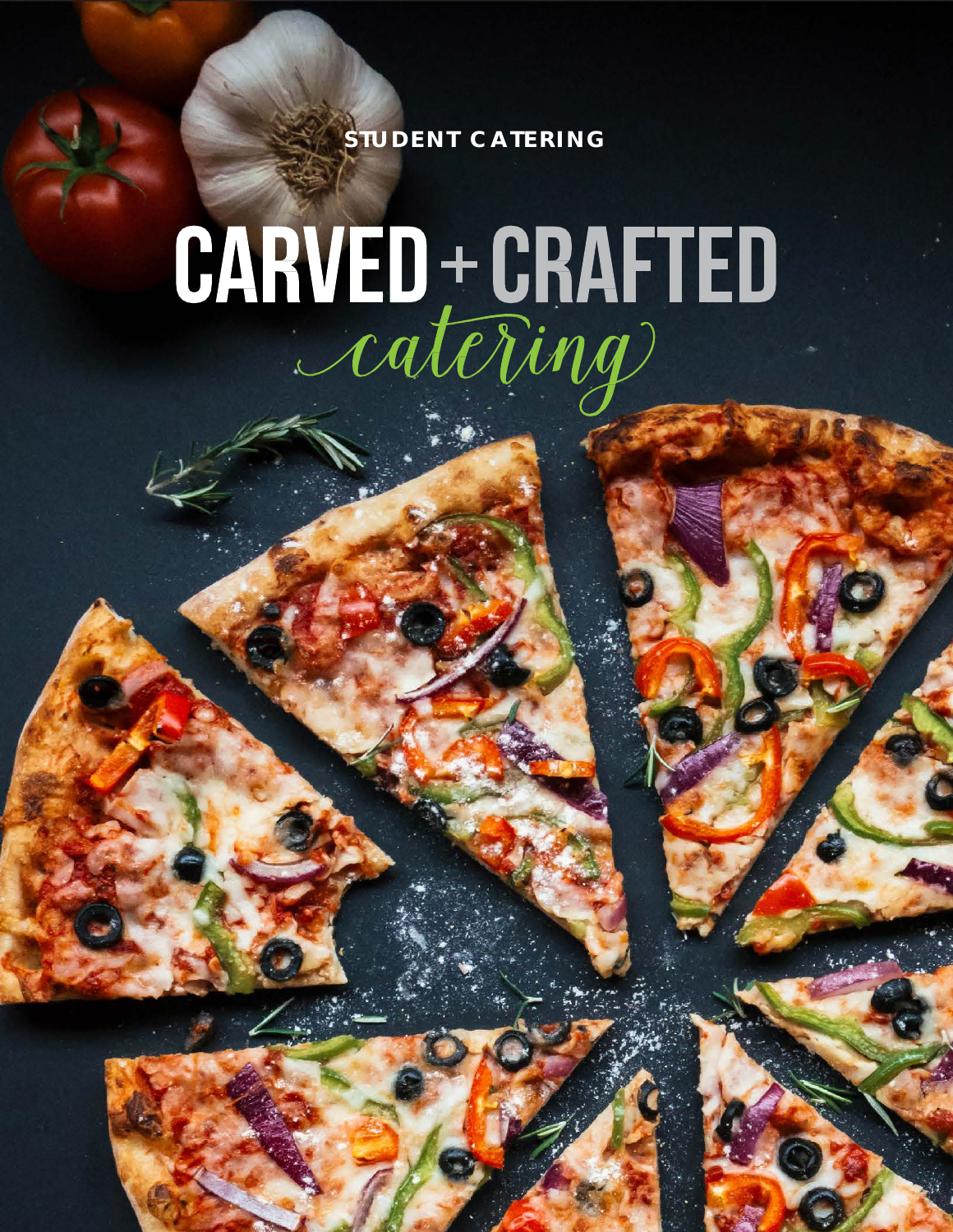STUDENT CATERING

# CARVED + CRAFTED

*catering*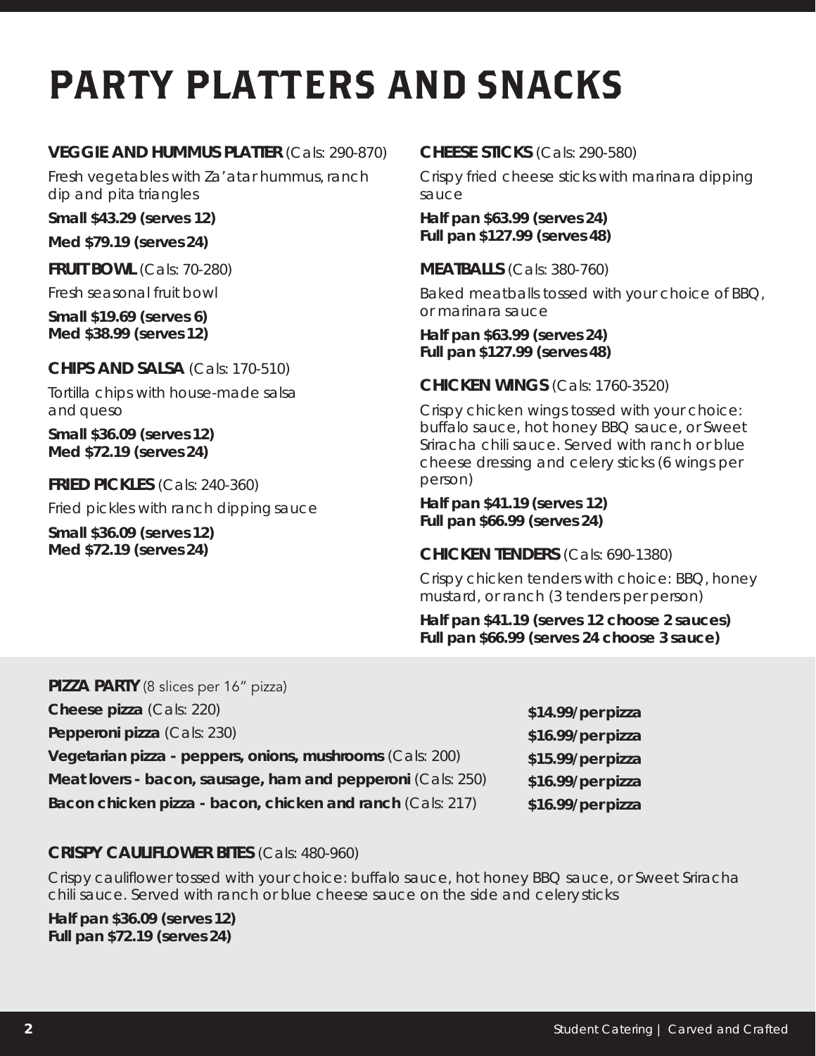# PARTY PLATTERS AND SNACKS

**VEGGIE AND HUMMUS PLATTER** (Cals: 290-870)

Fresh vegetables with Za'atar hummus, ranch dip and pita triangles

**Small $43.29 (serves 12)**

**Med $79.19 (serves 24)**

**FRUIT BOWL** (Cals: 70-280)

Fresh seasonal fruit bowl

**Small $19.69 (serves 6)**
**Med $38.99 (serves 12)**

**CHIPS AND SALSA** (Cals: 170-510)

Tortilla chips with house-made salsa and queso

**Small $36.09 (serves 12)**
**Med $72.19 (serves 24)**

**FRIED PICKLES** (Cals: 240-360)

Fried pickles with ranch dipping sauce

**Small $36.09 (serves 12)**
**Med $72.19 (serves 24)**

**CHEESE STICKS** (Cals: 290-580)

Crispy fried cheese sticks with marinara dipping sauce

**Half pan $63.99 (serves 24)**
**Full pan $127.99 (serves 48)**

**MEATBALLS** (Cals: 380-760)

Baked meatballs tossed with your choice of BBQ, or marinara sauce

**Half pan $63.99 (serves 24)**
**Full pan $127.99 (serves 48)**

**CHICKEN WINGS** (Cals: 1760-3520)

Crispy chicken wings tossed with your choice: buffalo sauce, hot honey BBQ sauce, or Sweet Sriracha chili sauce. Served with ranch or blue cheese dressing and celery sticks (6 wings per person)

**Half pan $41.19 (serves 12)**
**Full pan $66.99 (serves 24)**

**CHICKEN TENDERS** (Cals: 690-1380)

Crispy chicken tenders with choice: BBQ, honey mustard, or ranch (3 tenders per person)

**Half pan $41.19 (serves 12 choose 2 sauces)**
**Full pan $66.99 (serves 24 choose 3 sauce)**

**PIZZA PARTY** (8 slices per 16" pizza)

| | |
|---|---|
| **Cheese pizza** (Cals: 220) | **$14.99/per pizza** |
| **Pepperoni pizza** (Cals: 230) | **$16.99/per pizza** |
| **Vegetarian pizza - peppers, onions, mushrooms** (Cals: 200) | **$15.99/per pizza** |
| **Meat lovers - bacon, sausage, ham and pepperoni** (Cals: 250) | **$16.99/per pizza** |
| **Bacon chicken pizza - bacon, chicken and ranch** (Cals: 217) | **$16.99/per pizza** |

**CRISPY CAULIFLOWER BITES** (Cals: 480-960)

Crispy cauliflower tossed with your choice: buffalo sauce, hot honey BBQ sauce, or Sweet Sriracha chili sauce. Served with ranch or blue cheese sauce on the side and celery sticks

**Half pan $36.09 (serves 12)**
**Full pan $72.19 (serves 24)**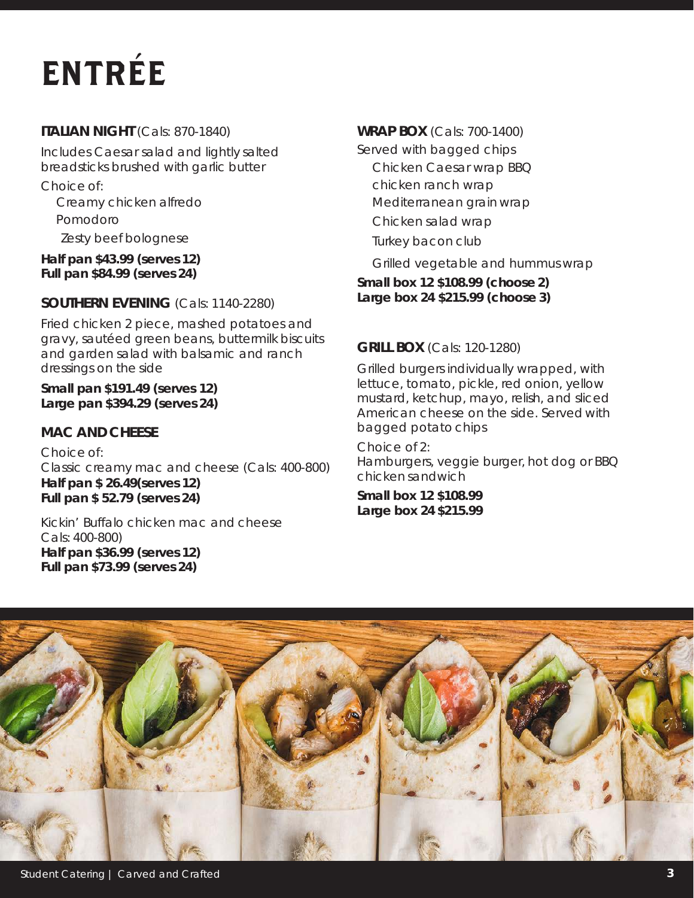# ENTRÉE

**ITALIAN NIGHT** (Cals: 870-1840)

Includes Caesar salad and lightly salted breadsticks brushed with garlic butter

Choice of:

- Creamy chicken alfredo
- Pomodoro
- Zesty beef bolognese

**Half pan $43.99 (serves 12)**
**Full pan $84.99 (serves 24)**

**SOUTHERN EVENING** (Cals: 1140-2280)

Fried chicken 2 piece, mashed potatoes and gravy, sautéed green beans, buttermilk biscuits and garden salad with balsamic and ranch dressings on the side

**Small pan $191.49 (serves 12)**
**Large pan $394.29 (serves 24)**

**MAC AND CHEESE**

Choice of:

Classic creamy mac and cheese (Cals: 400-800)
**Half pan $ 26.49(serves 12)**
**Full pan $ 52.79 (serves 24)**

Kickin' Buffalo chicken mac and cheese
Cals: 400-800)
**Half pan $36.99 (serves 12)**
**Full pan $73.99 (serves 24)**

**WRAP BOX** (Cals: 700-1400)

Served with bagged chips

- Chicken Caesar wrap BBQ
- chicken ranch wrap
- Mediterranean grain wrap
- Chicken salad wrap
- Turkey bacon club
- Grilled vegetable and hummus wrap

**Small box 12 $108.99 (choose 2)**
**Large box 24 $215.99 (choose 3)**

**GRILL BOX** (Cals: 120-1280)

Grilled burgers individually wrapped, with lettuce, tomato, pickle, red onion, yellow mustard, ketchup, mayo, relish, and sliced American cheese on the side. Served with bagged potato chips

Choice of 2:
Hamburgers, veggie burger, hot dog or BBQ chicken sandwich

**Small box 12 $108.99**
**Large box 24 $215.99**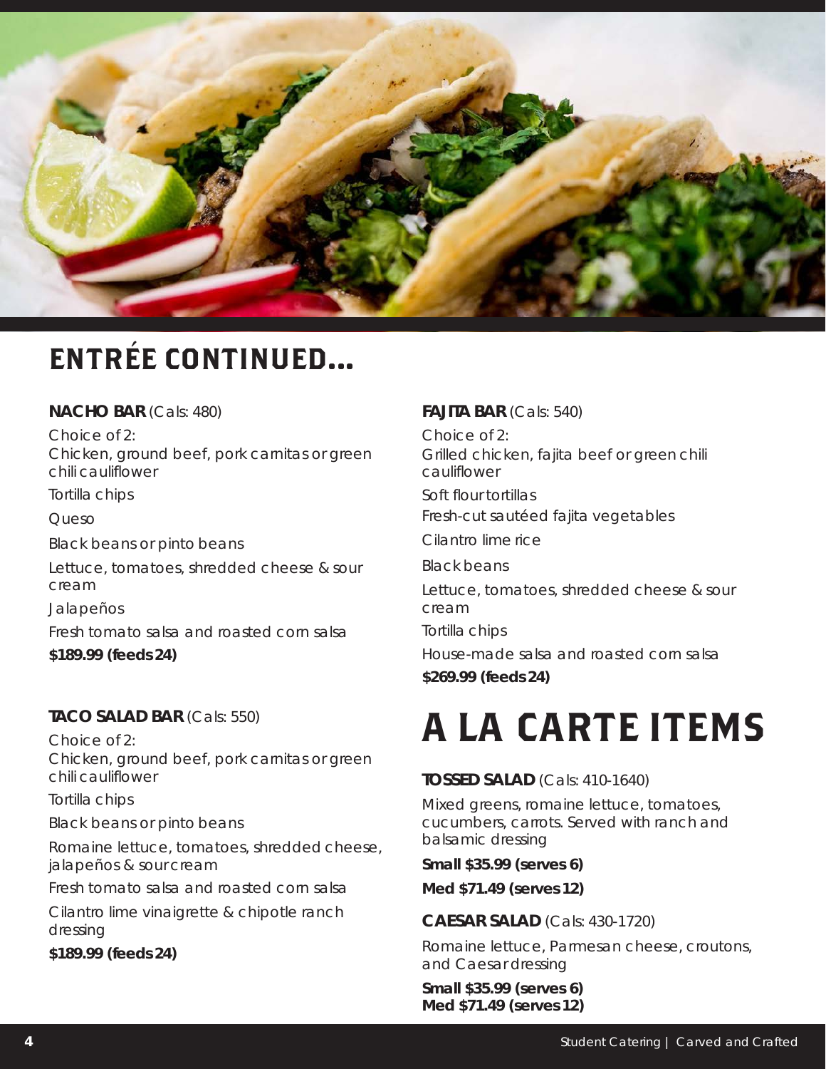# ENTRÉE CONTINUED...

**NACHO BAR** (Cals: 480)

Choice of 2:
Chicken, ground beef, pork carnitas or green chili cauliflower

Tortilla chips

Queso

Black beans or pinto beans

Lettuce, tomatoes, shredded cheese & sour cream

Jalapeños

Fresh tomato salsa and roasted corn salsa

**$189.99 (feeds 24)**

**TACO SALAD BAR** (Cals: 550)

Choice of 2:
Chicken, ground beef, pork carnitas or green chili cauliflower

Tortilla chips

Black beans or pinto beans

Romaine lettuce, tomatoes, shredded cheese, jalapeños & sour cream

Fresh tomato salsa and roasted corn salsa

Cilantro lime vinaigrette & chipotle ranch dressing

**$189.99 (feeds 24)**

**FAJITA BAR** (Cals: 540)

Choice of 2:
Grilled chicken, fajita beef or green chili cauliflower

Soft flour tortillas

Fresh-cut sautéed fajita vegetables

Cilantro lime rice

Black beans

Lettuce, tomatoes, shredded cheese & sour cream

Tortilla chips

House-made salsa and roasted corn salsa

**$269.99 (feeds 24)**

# A LA CARTE ITEMS

**TOSSED SALAD** (Cals: 410-1640)

Mixed greens, romaine lettuce, tomatoes, cucumbers, carrots. Served with ranch and balsamic dressing

**Small $35.99 (serves 6)**

**Med $71.49 (serves 12)**

**CAESAR SALAD** (Cals: 430-1720)

Romaine lettuce, Parmesan cheese, croutons, and Caesar dressing

**Small $35.99 (serves 6)**
**Med $71.49 (serves 12)**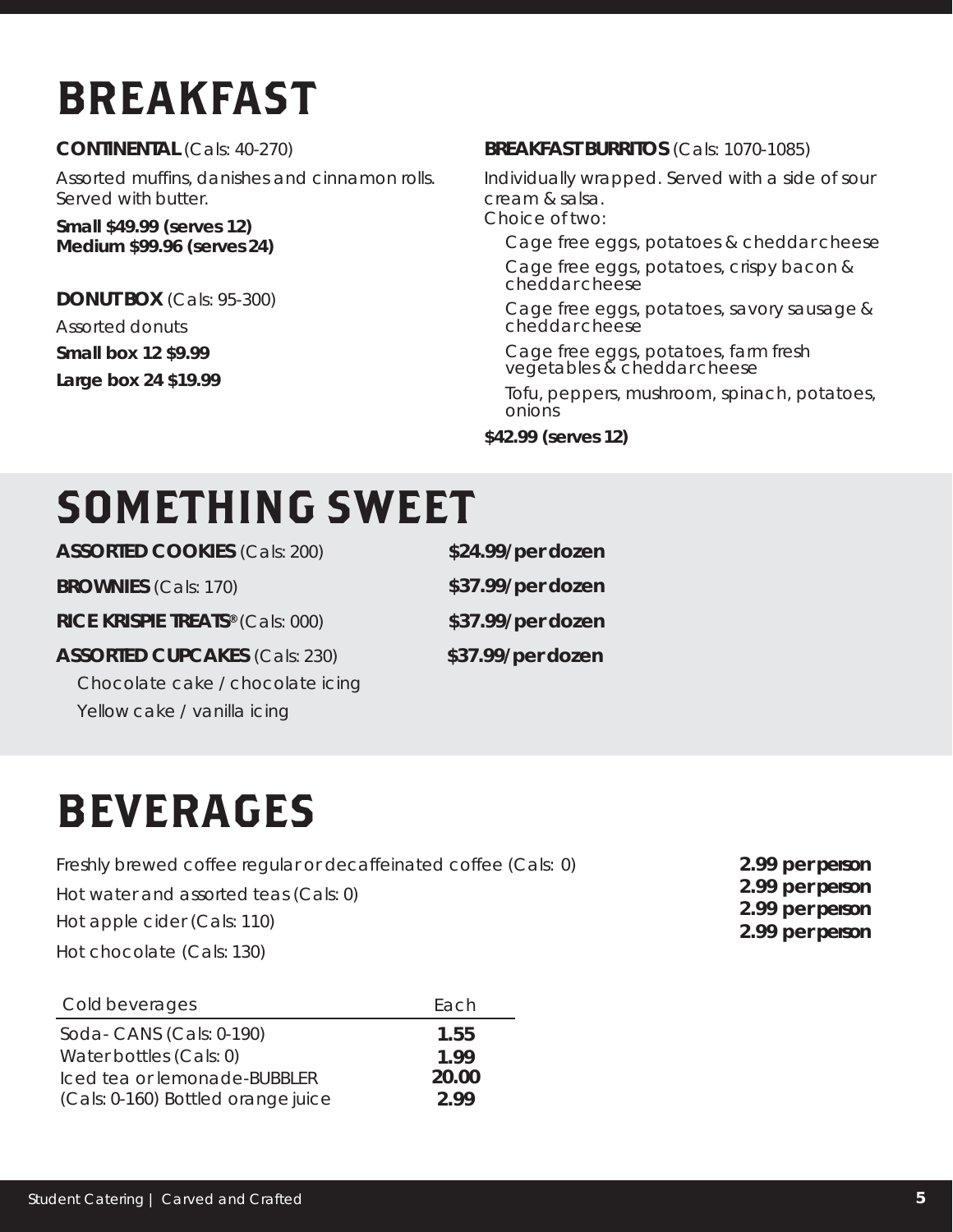# BREAKFAST

**CONTINENTAL** (Cals: 40-270)

Assorted muffins, danishes and cinnamon rolls. Served with butter.

**Small $49.99 (serves 12)**
**Medium $99.96 (serves 24)**

**DONUT BOX** (Cals: 95-300)

Assorted donuts

**Small box 12 $9.99**

**Large box 24 $19.99**

**BREAKFAST BURRITOS** (Cals: 1070-1085)

Individually wrapped. Served with a side of sour cream & salsa.
Choice of two:

- Cage free eggs, potatoes & cheddar cheese
- Cage free eggs, potatoes, crispy bacon & cheddar cheese
- Cage free eggs, potatoes, savory sausage & cheddar cheese
- Cage free eggs, potatoes, farm fresh vegetables & cheddar cheese
- Tofu, peppers, mushroom, spinach, potatoes, onions

**$42.99 (serves 12)**

# SOMETHING SWEET

| | |
|---|---|
| **ASSORTED COOKIES** (Cals: 200) | **$24.99/per dozen** |
| **BROWNIES** (Cals: 170) | **$37.99/per dozen** |
| **RICE KRISPIE TREATS®** (Cals: 000) | **$37.99/per dozen** |
| **ASSORTED CUPCAKES** (Cals: 230) | **$37.99/per dozen** |

- Chocolate cake / chocolate icing
- Yellow cake / vanilla icing

# BEVERAGES

| | |
|---|---|
| Freshly brewed coffee regular or decaffeinated coffee (Cals: 0) | **2.99 per person** |
| Hot water and assorted teas (Cals: 0) | **2.99 per person** |
| Hot apple cider (Cals: 110) | **2.99 per person** |
| Hot chocolate (Cals: 130) | **2.99 per person** |

| Cold beverages | Each |
|---|---|
| Soda- CANS (Cals: 0-190) | **1.55** |
| Water bottles (Cals: 0) | **1.99** |
| Iced tea or lemonade-BUBBLER | **20.00** |
| (Cals: 0-160) Bottled orange juice | **2.99** |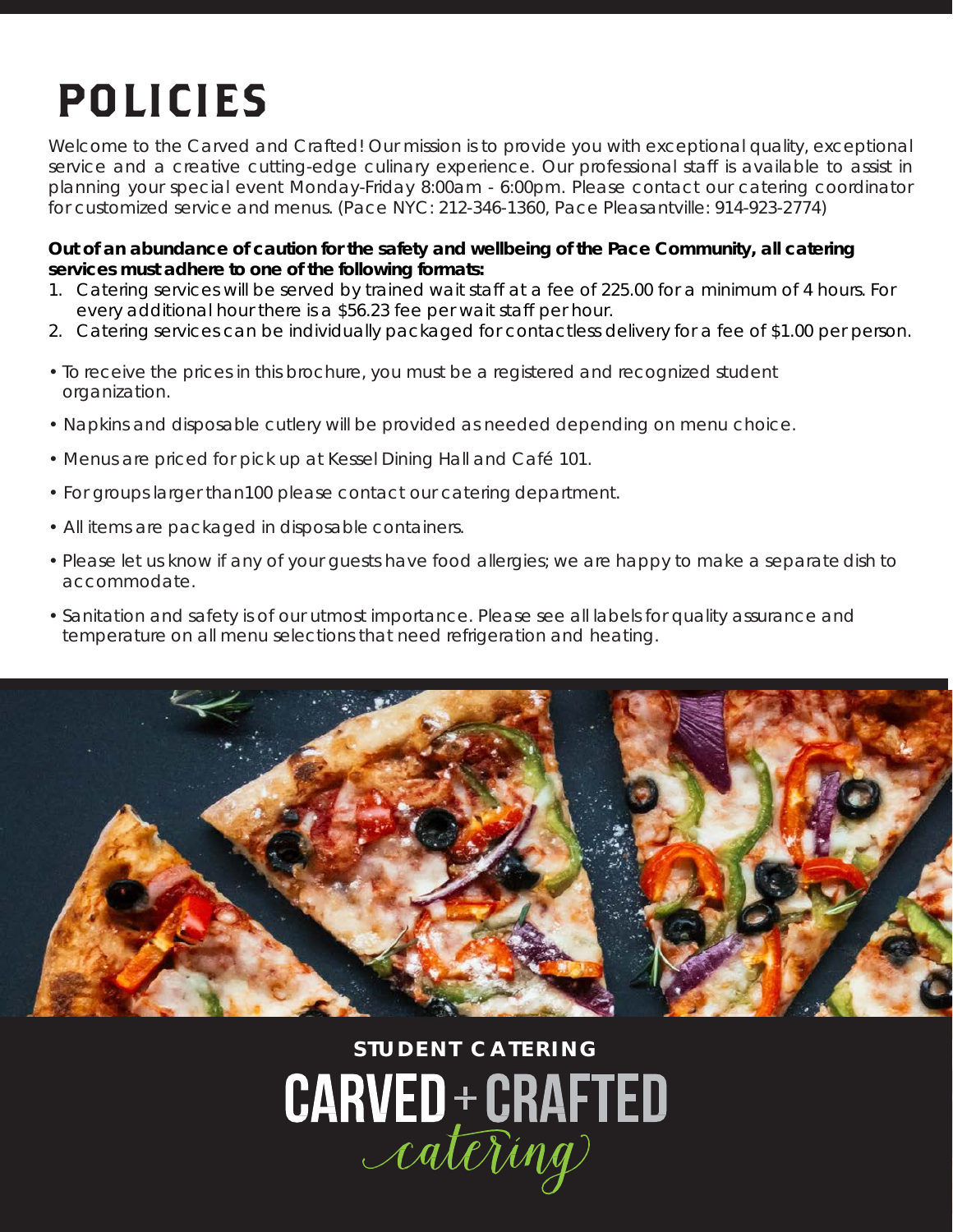# POLICIES

Welcome to the Carved and Crafted! Our mission is to provide you with exceptional quality, exceptional service and a creative cutting-edge culinary experience. Our professional staff is available to assist in planning your special event Monday-Friday 8:00am - 6:00pm. Please contact our catering coordinator for customized service and menus. (Pace NYC: 212-346-1360, Pace Pleasantville: 914-923-2774)

**Out of an abundance of caution for the safety and wellbeing of the Pace Community, all catering services must adhere to one of the following formats:**

1. Catering services will be served by trained wait staff at a fee of 225.00 for a minimum of 4 hours. For every additional hour there is a $56.23 fee per wait staff per hour.
2. Catering services can be individually packaged for contactless delivery for a fee of $1.00 per person.

- To receive the prices in this brochure, you must be a registered and recognized student organization.
- Napkins and disposable cutlery will be provided as needed depending on menu choice.
- Menus are priced for pick up at Kessel Dining Hall and Café 101.
- For groups larger than100 please contact our catering department.
- All items are packaged in disposable containers.
- Please let us know if any of your guests have food allergies; we are happy to make a separate dish to accommodate.
- Sanitation and safety is of our utmost importance. Please see all labels for quality assurance and temperature on all menu selections that need refrigeration and heating.

STUDENT CATERING

CARVED + CRAFTED

catering